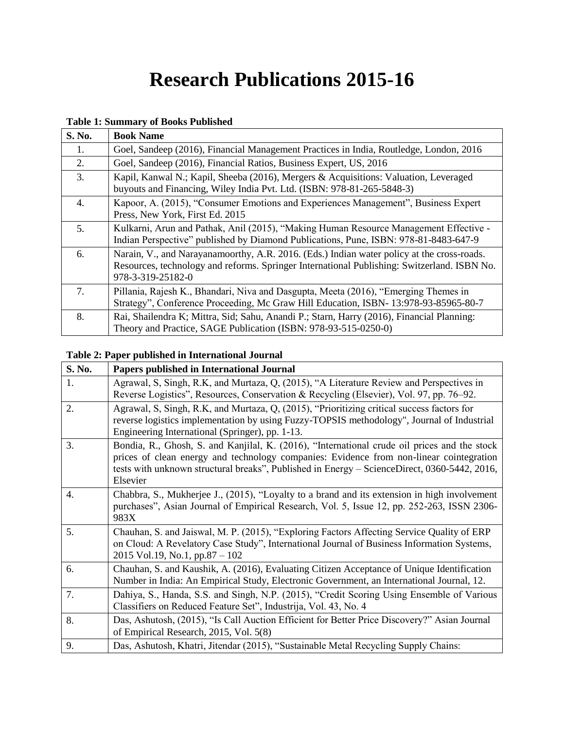# Research Publications 2015-16

**Table 1: Summary of Books Published**

| S. No. | Book Name |
|---|---|
| 1. | Goel, Sandeep (2016), Financial Management Practices in India, Routledge, London, 2016 |
| 2. | Goel, Sandeep (2016), Financial Ratios, Business Expert, US, 2016 |
| 3. | Kapil, Kanwal N.; Kapil, Sheeba (2016), Mergers & Acquisitions: Valuation, Leveraged buyouts and Financing, Wiley India Pvt. Ltd. (ISBN: 978-81-265-5848-3) |
| 4. | Kapoor, A. (2015), "Consumer Emotions and Experiences Management", Business Expert Press, New York, First Ed. 2015 |
| 5. | Kulkarni, Arun and Pathak, Anil (2015), "Making Human Resource Management Effective - Indian Perspective" published by Diamond Publications, Pune, ISBN: 978-81-8483-647-9 |
| 6. | Narain, V., and Narayanamoorthy, A.R. 2016. (Eds.) Indian water policy at the cross-roads. Resources, technology and reforms. Springer International Publishing: Switzerland. ISBN No. 978-3-319-25182-0 |
| 7. | Pillania, Rajesh K., Bhandari, Niva and Dasgupta, Meeta (2016), "Emerging Themes in Strategy", Conference Proceeding, Mc Graw Hill Education, ISBN- 13:978-93-85965-80-7 |
| 8. | Rai, Shailendra K; Mittra, Sid; Sahu, Anandi P.; Starn, Harry (2016), Financial Planning: Theory and Practice, SAGE Publication (ISBN: 978-93-515-0250-0) |

**Table 2: Paper published in International Journal**

| S. No. | Papers published in International Journal |
|---|---|
| 1. | Agrawal, S, Singh, R.K, and Murtaza, Q, (2015), "A Literature Review and Perspectives in Reverse Logistics", Resources, Conservation & Recycling (Elsevier), Vol. 97, pp. 76–92. |
| 2. | Agrawal, S, Singh, R.K, and Murtaza, Q, (2015), "Prioritizing critical success factors for reverse logistics implementation by using Fuzzy-TOPSIS methodology", Journal of Industrial Engineering International (Springer), pp. 1-13. |
| 3. | Bondia, R., Ghosh, S. and Kanjilal, K. (2016), "International crude oil prices and the stock prices of clean energy and technology companies: Evidence from non-linear cointegration tests with unknown structural breaks", Published in Energy – ScienceDirect, 0360-5442, 2016, Elsevier |
| 4. | Chabbra, S., Mukherjee J., (2015), "Loyalty to a brand and its extension in high involvement purchases", Asian Journal of Empirical Research, Vol. 5, Issue 12, pp. 252-263, ISSN 2306-983X |
| 5. | Chauhan, S. and Jaiswal, M. P. (2015), "Exploring Factors Affecting Service Quality of ERP on Cloud: A Revelatory Case Study", International Journal of Business Information Systems, 2015 Vol.19, No.1, pp.87 – 102 |
| 6. | Chauhan, S. and Kaushik, A. (2016), Evaluating Citizen Acceptance of Unique Identification Number in India: An Empirical Study, Electronic Government, an International Journal, 12. |
| 7. | Dahiya, S., Handa, S.S. and Singh, N.P. (2015), "Credit Scoring Using Ensemble of Various Classifiers on Reduced Feature Set", Industrija, Vol. 43, No. 4 |
| 8. | Das, Ashutosh, (2015), "Is Call Auction Efficient for Better Price Discovery?" Asian Journal of Empirical Research, 2015, Vol. 5(8) |
| 9. | Das, Ashutosh, Khatri, Jitendar (2015), "Sustainable Metal Recycling Supply Chains: |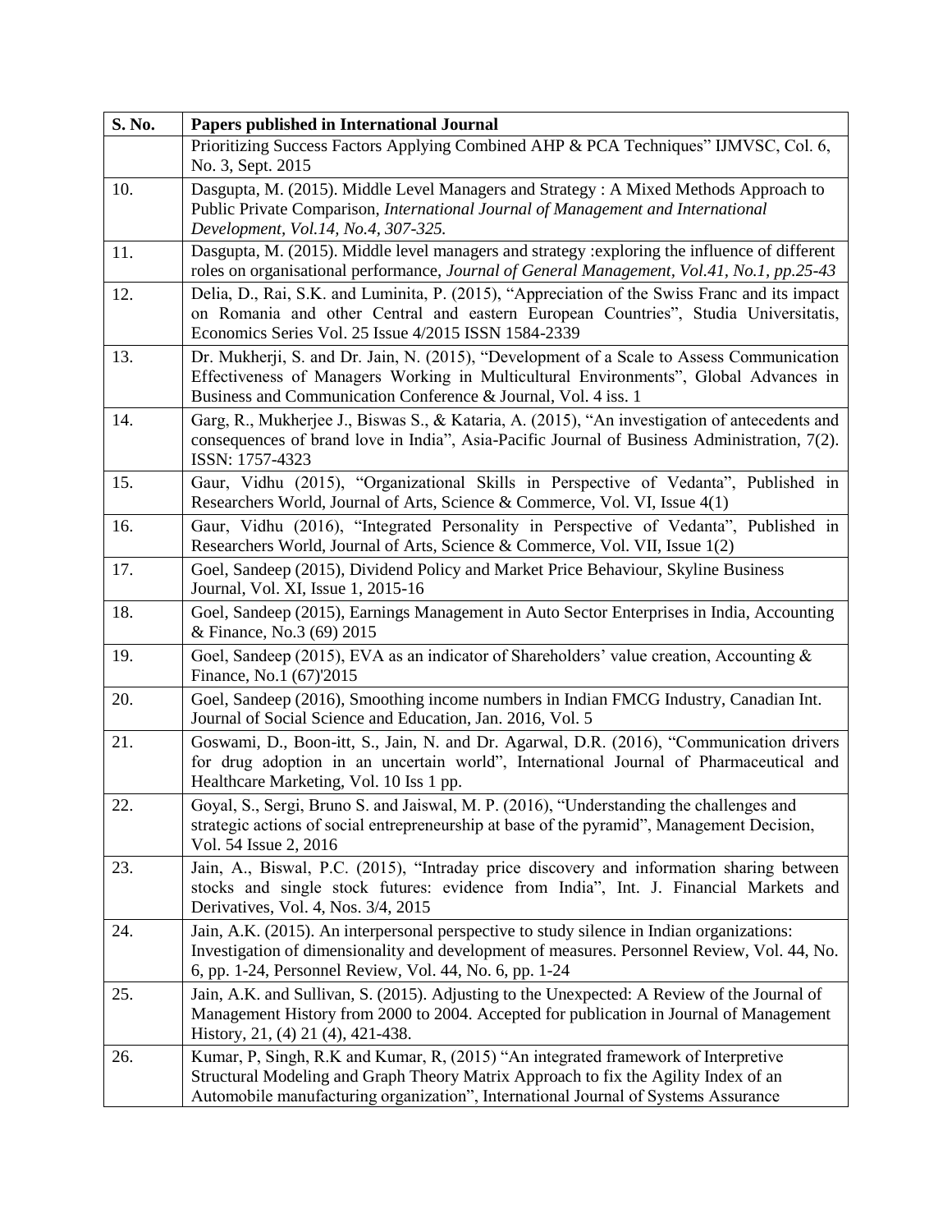| S. No. | Papers published in International Journal |
|---|---|
| | Prioritizing Success Factors Applying Combined AHP & PCA Techniques" IJMVSC, Col. 6, No. 3, Sept. 2015 |
| 10. | Dasgupta, M. (2015). Middle Level Managers and Strategy : A Mixed Methods Approach to Public Private Comparison, *International Journal of Management and International Development, Vol.14, No.4, 307-325.* |
| 11. | Dasgupta, M. (2015). Middle level managers and strategy :exploring the influence of different roles on organisational performance, *Journal of General Management, Vol.41, No.1, pp.25-43* |
| 12. | Delia, D., Rai, S.K. and Luminita, P. (2015), "Appreciation of the Swiss Franc and its impact on Romania and other Central and eastern European Countries", Studia Universitatis, Economics Series Vol. 25 Issue 4/2015 ISSN 1584-2339 |
| 13. | Dr. Mukherji, S. and Dr. Jain, N. (2015), "Development of a Scale to Assess Communication Effectiveness of Managers Working in Multicultural Environments", Global Advances in Business and Communication Conference & Journal, Vol. 4 iss. 1 |
| 14. | Garg, R., Mukherjee J., Biswas S., & Kataria, A. (2015), "An investigation of antecedents and consequences of brand love in India", Asia-Pacific Journal of Business Administration, 7(2). ISSN: 1757-4323 |
| 15. | Gaur, Vidhu (2015), "Organizational Skills in Perspective of Vedanta", Published in Researchers World, Journal of Arts, Science & Commerce, Vol. VI, Issue 4(1) |
| 16. | Gaur, Vidhu (2016), "Integrated Personality in Perspective of Vedanta", Published in Researchers World, Journal of Arts, Science & Commerce, Vol. VII, Issue 1(2) |
| 17. | Goel, Sandeep (2015), Dividend Policy and Market Price Behaviour, Skyline Business Journal, Vol. XI, Issue 1, 2015-16 |
| 18. | Goel, Sandeep (2015), Earnings Management in Auto Sector Enterprises in India, Accounting & Finance, No.3 (69) 2015 |
| 19. | Goel, Sandeep (2015), EVA as an indicator of Shareholders' value creation, Accounting & Finance, No.1 (67)'2015 |
| 20. | Goel, Sandeep (2016), Smoothing income numbers in Indian FMCG Industry, Canadian Int. Journal of Social Science and Education, Jan. 2016, Vol. 5 |
| 21. | Goswami, D., Boon-itt, S., Jain, N. and Dr. Agarwal, D.R. (2016), "Communication drivers for drug adoption in an uncertain world", International Journal of Pharmaceutical and Healthcare Marketing, Vol. 10 Iss 1 pp. |
| 22. | Goyal, S., Sergi, Bruno S. and Jaiswal, M. P. (2016), "Understanding the challenges and strategic actions of social entrepreneurship at base of the pyramid", Management Decision, Vol. 54 Issue 2, 2016 |
| 23. | Jain, A., Biswal, P.C. (2015), "Intraday price discovery and information sharing between stocks and single stock futures: evidence from India", Int. J. Financial Markets and Derivatives, Vol. 4, Nos. 3/4, 2015 |
| 24. | Jain, A.K. (2015). An interpersonal perspective to study silence in Indian organizations: Investigation of dimensionality and development of measures. Personnel Review, Vol. 44, No. 6, pp. 1-24, Personnel Review, Vol. 44, No. 6, pp. 1-24 |
| 25. | Jain, A.K. and Sullivan, S. (2015). Adjusting to the Unexpected: A Review of the Journal of Management History from 2000 to 2004. Accepted for publication in Journal of Management History, 21, (4) 21 (4), 421-438. |
| 26. | Kumar, P, Singh, R.K and Kumar, R, (2015) "An integrated framework of Interpretive Structural Modeling and Graph Theory Matrix Approach to fix the Agility Index of an Automobile manufacturing organization", International Journal of Systems Assurance |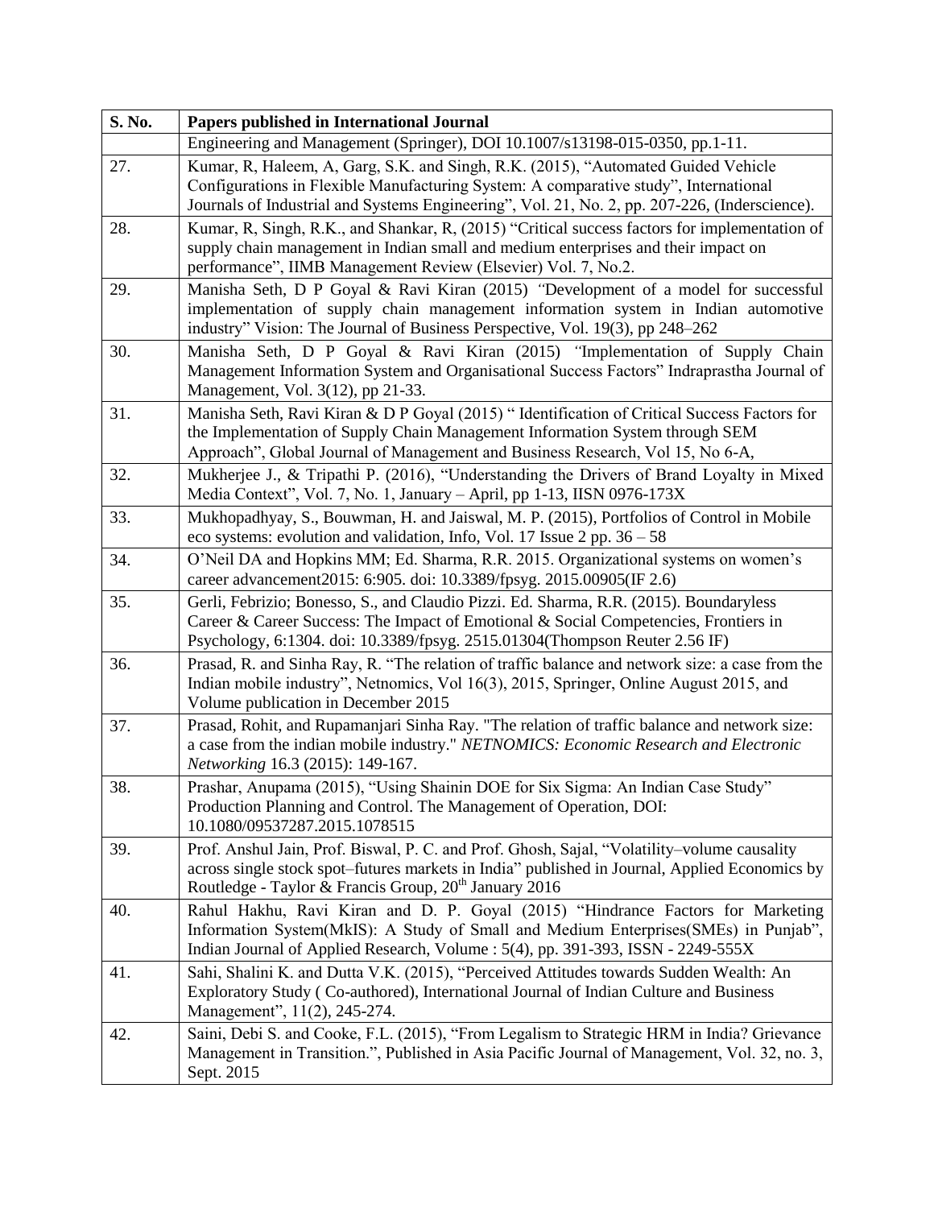| S. No. | Papers published in International Journal |
|---|---|
| | Engineering and Management (Springer), DOI 10.1007/s13198-015-0350, pp.1-11. |
| 27. | Kumar, R, Haleem, A, Garg, S.K. and Singh, R.K. (2015), "Automated Guided Vehicle Configurations in Flexible Manufacturing System: A comparative study", International Journals of Industrial and Systems Engineering", Vol. 21, No. 2, pp. 207-226, (Inderscience). |
| 28. | Kumar, R, Singh, R.K., and Shankar, R, (2015) "Critical success factors for implementation of supply chain management in Indian small and medium enterprises and their impact on performance", IIMB Management Review (Elsevier) Vol. 7, No.2. |
| 29. | Manisha Seth, D P Goyal & Ravi Kiran (2015) "Development of a model for successful implementation of supply chain management information system in Indian automotive industry" Vision: The Journal of Business Perspective, Vol. 19(3), pp 248–262 |
| 30. | Manisha Seth, D P Goyal & Ravi Kiran (2015) "Implementation of Supply Chain Management Information System and Organisational Success Factors" Indraprastha Journal of Management, Vol. 3(12), pp 21-33. |
| 31. | Manisha Seth, Ravi Kiran & D P Goyal (2015) " Identification of Critical Success Factors for the Implementation of Supply Chain Management Information System through SEM Approach", Global Journal of Management and Business Research, Vol 15, No 6-A, |
| 32. | Mukherjee J., & Tripathi P. (2016), "Understanding the Drivers of Brand Loyalty in Mixed Media Context", Vol. 7, No. 1, January – April, pp 1-13, IISN 0976-173X |
| 33. | Mukhopadhyay, S., Bouwman, H. and Jaiswal, M. P. (2015), Portfolios of Control in Mobile eco systems: evolution and validation, Info, Vol. 17 Issue 2 pp. 36 – 58 |
| 34. | O'Neil DA and Hopkins MM; Ed. Sharma, R.R. 2015. Organizational systems on women's career advancement2015: 6:905. doi: 10.3389/fpsyg. 2015.00905(IF 2.6) |
| 35. | Gerli, Febrizio; Bonesso, S., and Claudio Pizzi. Ed. Sharma, R.R. (2015). Boundaryless Career & Career Success: The Impact of Emotional & Social Competencies, Frontiers in Psychology, 6:1304. doi: 10.3389/fpsyg. 2515.01304(Thompson Reuter 2.56 IF) |
| 36. | Prasad, R. and Sinha Ray, R. "The relation of traffic balance and network size: a case from the Indian mobile industry", Netnomics, Vol 16(3), 2015, Springer, Online August 2015, and Volume publication in December 2015 |
| 37. | Prasad, Rohit, and Rupamanjari Sinha Ray. "The relation of traffic balance and network size: a case from the indian mobile industry." *NETNOMICS: Economic Research and Electronic Networking* 16.3 (2015): 149-167. |
| 38. | Prashar, Anupama (2015), "Using Shainin DOE for Six Sigma: An Indian Case Study" Production Planning and Control. The Management of Operation, DOI: 10.1080/09537287.2015.1078515 |
| 39. | Prof. Anshul Jain, Prof. Biswal, P. C. and Prof. Ghosh, Sajal, "Volatility–volume causality across single stock spot–futures markets in India" published in Journal, Applied Economics by Routledge - Taylor & Francis Group, 20th January 2016 |
| 40. | Rahul Hakhu, Ravi Kiran and D. P. Goyal (2015) "Hindrance Factors for Marketing Information System(MkIS): A Study of Small and Medium Enterprises(SMEs) in Punjab", Indian Journal of Applied Research, Volume : 5(4), pp. 391-393, ISSN - 2249-555X |
| 41. | Sahi, Shalini K. and Dutta V.K. (2015), "Perceived Attitudes towards Sudden Wealth: An Exploratory Study ( Co-authored), International Journal of Indian Culture and Business Management", 11(2), 245-274. |
| 42. | Saini, Debi S. and Cooke, F.L. (2015), "From Legalism to Strategic HRM in India? Grievance Management in Transition.", Published in Asia Pacific Journal of Management, Vol. 32, no. 3, Sept. 2015 |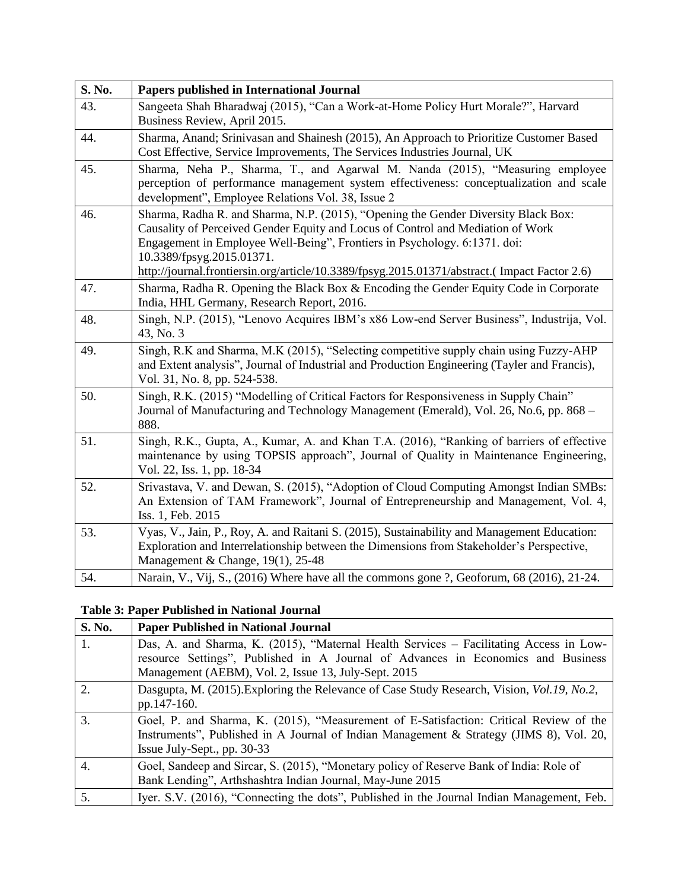| S. No. | Papers published in International Journal |
|---|---|
| 43. | Sangeeta Shah Bharadwaj (2015), "Can a Work-at-Home Policy Hurt Morale?", Harvard Business Review, April 2015. |
| 44. | Sharma, Anand; Srinivasan and Shainesh (2015), An Approach to Prioritize Customer Based Cost Effective, Service Improvements, The Services Industries Journal, UK |
| 45. | Sharma, Neha P., Sharma, T., and Agarwal M. Nanda (2015), "Measuring employee perception of performance management system effectiveness: conceptualization and scale development", Employee Relations Vol. 38, Issue 2 |
| 46. | Sharma, Radha R. and Sharma, N.P. (2015), "Opening the Gender Diversity Black Box: Causality of Perceived Gender Equity and Locus of Control and Mediation of Work Engagement in Employee Well-Being", Frontiers in Psychology. 6:1371. doi: 10.3389/fpsyg.2015.01371. http://journal.frontiersin.org/article/10.3389/fpsyg.2015.01371/abstract.( Impact Factor 2.6) |
| 47. | Sharma, Radha R. Opening the Black Box & Encoding the Gender Equity Code in Corporate India, HHL Germany, Research Report, 2016. |
| 48. | Singh, N.P. (2015), "Lenovo Acquires IBM's x86 Low-end Server Business", Industrija, Vol. 43, No. 3 |
| 49. | Singh, R.K and Sharma, M.K (2015), "Selecting competitive supply chain using Fuzzy-AHP and Extent analysis", Journal of Industrial and Production Engineering (Tayler and Francis), Vol. 31, No. 8, pp. 524-538. |
| 50. | Singh, R.K. (2015) "Modelling of Critical Factors for Responsiveness in Supply Chain" Journal of Manufacturing and Technology Management (Emerald), Vol. 26, No.6, pp. 868 – 888. |
| 51. | Singh, R.K., Gupta, A., Kumar, A. and Khan T.A. (2016), "Ranking of barriers of effective maintenance by using TOPSIS approach", Journal of Quality in Maintenance Engineering, Vol. 22, Iss. 1, pp. 18-34 |
| 52. | Srivastava, V. and Dewan, S. (2015), "Adoption of Cloud Computing Amongst Indian SMBs: An Extension of TAM Framework", Journal of Entrepreneurship and Management, Vol. 4, Iss. 1, Feb. 2015 |
| 53. | Vyas, V., Jain, P., Roy, A. and Raitani S. (2015), Sustainability and Management Education: Exploration and Interrelationship between the Dimensions from Stakeholder's Perspective, Management & Change, 19(1), 25-48 |
| 54. | Narain, V., Vij, S., (2016) Where have all the commons gone ?, Geoforum, 68 (2016), 21-24. |

**Table 3: Paper Published in National Journal**

| S. No. | Paper Published in National Journal |
|---|---|
| 1. | Das, A. and Sharma, K. (2015), "Maternal Health Services – Facilitating Access in Low-resource Settings", Published in A Journal of Advances in Economics and Business Management (AEBM), Vol. 2, Issue 13, July-Sept. 2015 |
| 2. | Dasgupta, M. (2015).Exploring the Relevance of Case Study Research, Vision, *Vol.19, No.2,* pp.147-160. |
| 3. | Goel, P. and Sharma, K. (2015), "Measurement of E-Satisfaction: Critical Review of the Instruments", Published in A Journal of Indian Management & Strategy (JIMS 8), Vol. 20, Issue July-Sept., pp. 30-33 |
| 4. | Goel, Sandeep and Sircar, S. (2015), "Monetary policy of Reserve Bank of India: Role of Bank Lending", Arthshashtra Indian Journal, May-June 2015 |
| 5. | Iyer. S.V. (2016), "Connecting the dots", Published in the Journal Indian Management, Feb. |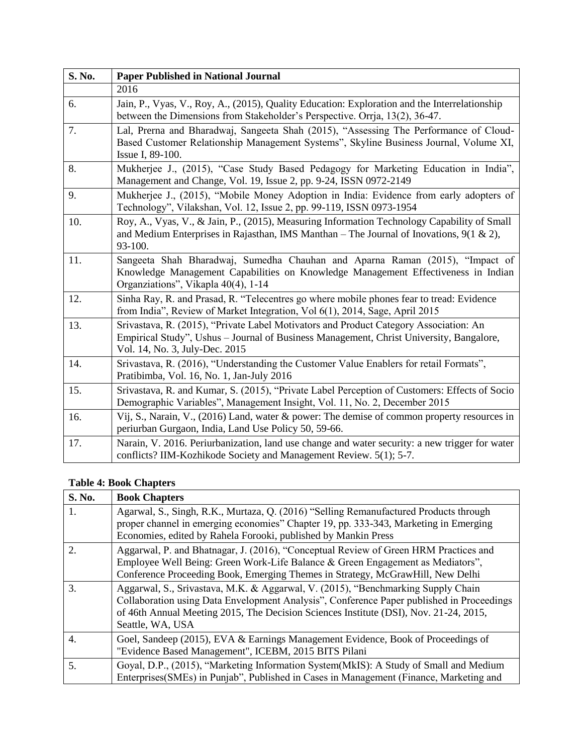| S. No. | Paper Published in National Journal |
| --- | --- |
| | 2016 |
| 6. | Jain, P., Vyas, V., Roy, A., (2015), Quality Education: Exploration and the Interrelationship between the Dimensions from Stakeholder's Perspective. Orrja, 13(2), 36-47. |
| 7. | Lal, Prerna and Bharadwaj, Sangeeta Shah (2015), "Assessing The Performance of Cloud-Based Customer Relationship Management Systems", Skyline Business Journal, Volume XI, Issue I, 89-100. |
| 8. | Mukherjee J., (2015), "Case Study Based Pedagogy for Marketing Education in India", Management and Change, Vol. 19, Issue 2, pp. 9-24, ISSN 0972-2149 |
| 9. | Mukherjee J., (2015), "Mobile Money Adoption in India: Evidence from early adopters of Technology", Vilakshan, Vol. 12, Issue 2, pp. 99-119, ISSN 0973-1954 |
| 10. | Roy, A., Vyas, V., & Jain, P., (2015), Measuring Information Technology Capability of Small and Medium Enterprises in Rajasthan, IMS Manthan – The Journal of Inovations, 9(1 & 2), 93-100. |
| 11. | Sangeeta Shah Bharadwaj, Sumedha Chauhan and Aparna Raman (2015), "Impact of Knowledge Management Capabilities on Knowledge Management Effectiveness in Indian Organziations", Vikapla 40(4), 1-14 |
| 12. | Sinha Ray, R. and Prasad, R. "Telecentres go where mobile phones fear to tread: Evidence from India", Review of Market Integration, Vol 6(1), 2014, Sage, April 2015 |
| 13. | Srivastava, R. (2015), "Private Label Motivators and Product Category Association: An Empirical Study", Ushus – Journal of Business Management, Christ University, Bangalore, Vol. 14, No. 3, July-Dec. 2015 |
| 14. | Srivastava, R. (2016), "Understanding the Customer Value Enablers for retail Formats", Pratibimba, Vol. 16, No. 1, Jan-July 2016 |
| 15. | Srivastava, R. and Kumar, S. (2015), "Private Label Perception of Customers: Effects of Socio Demographic Variables", Management Insight, Vol. 11, No. 2, December 2015 |
| 16. | Vij, S., Narain, V., (2016) Land, water & power: The demise of common property resources in periurban Gurgaon, India, Land Use Policy 50, 59-66. |
| 17. | Narain, V. 2016. Periurbanization, land use change and water security: a new trigger for water conflicts? IIM-Kozhikode Society and Management Review. 5(1); 5-7. |

**Table 4: Book Chapters**

| S. No. | Book Chapters |
| --- | --- |
| 1. | Agarwal, S., Singh, R.K., Murtaza, Q. (2016) "Selling Remanufactured Products through proper channel in emerging economies" Chapter 19, pp. 333-343, Marketing in Emerging Economies, edited by Rahela Forooki, published by Mankin Press |
| 2. | Aggarwal, P. and Bhatnagar, J. (2016), "Conceptual Review of Green HRM Practices and Employee Well Being: Green Work-Life Balance & Green Engagement as Mediators", Conference Proceeding Book, Emerging Themes in Strategy, McGrawHill, New Delhi |
| 3. | Aggarwal, S., Srivastava, M.K. & Aggarwal, V. (2015), "Benchmarking Supply Chain Collaboration using Data Envelopment Analysis", Conference Paper published in Proceedings of 46th Annual Meeting 2015, The Decision Sciences Institute (DSI), Nov. 21-24, 2015, Seattle, WA, USA |
| 4. | Goel, Sandeep (2015), EVA & Earnings Management Evidence, Book of Proceedings of "Evidence Based Management", ICEBM, 2015 BITS Pilani |
| 5. | Goyal, D.P., (2015), "Marketing Information System(MkIS): A Study of Small and Medium Enterprises(SMEs) in Punjab", Published in Cases in Management (Finance, Marketing and |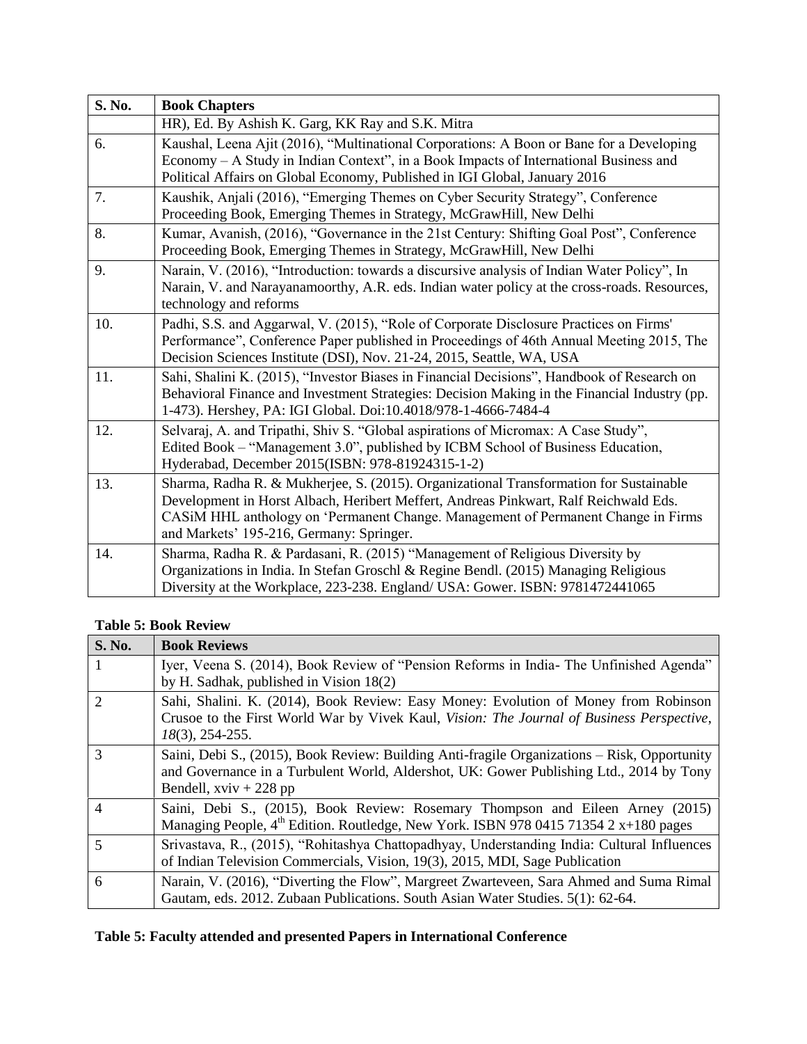| S. No. | Book Chapters |
|---|---|
| | HR), Ed. By Ashish K. Garg, KK Ray and S.K. Mitra |
| 6. | Kaushal, Leena Ajit (2016), "Multinational Corporations: A Boon or Bane for a Developing Economy – A Study in Indian Context", in a Book Impacts of International Business and Political Affairs on Global Economy, Published in IGI Global, January 2016 |
| 7. | Kaushik, Anjali (2016), "Emerging Themes on Cyber Security Strategy", Conference Proceeding Book, Emerging Themes in Strategy, McGrawHill, New Delhi |
| 8. | Kumar, Avanish, (2016), "Governance in the 21st Century: Shifting Goal Post", Conference Proceeding Book, Emerging Themes in Strategy, McGrawHill, New Delhi |
| 9. | Narain, V. (2016), "Introduction: towards a discursive analysis of Indian Water Policy", In Narain, V. and Narayanamoorthy, A.R. eds. Indian water policy at the cross-roads. Resources, technology and reforms |
| 10. | Padhi, S.S. and Aggarwal, V. (2015), "Role of Corporate Disclosure Practices on Firms' Performance", Conference Paper published in Proceedings of 46th Annual Meeting 2015, The Decision Sciences Institute (DSI), Nov. 21-24, 2015, Seattle, WA, USA |
| 11. | Sahi, Shalini K. (2015), "Investor Biases in Financial Decisions", Handbook of Research on Behavioral Finance and Investment Strategies: Decision Making in the Financial Industry (pp. 1-473). Hershey, PA: IGI Global. Doi:10.4018/978-1-4666-7484-4 |
| 12. | Selvaraj, A. and Tripathi, Shiv S. "Global aspirations of Micromax: A Case Study", Edited Book – "Management 3.0", published by ICBM School of Business Education, Hyderabad, December 2015(ISBN: 978-81924315-1-2) |
| 13. | Sharma, Radha R. & Mukherjee, S. (2015). Organizational Transformation for Sustainable Development in Horst Albach, Heribert Meffert, Andreas Pinkwart, Ralf Reichwald Eds. CASiM HHL anthology on 'Permanent Change. Management of Permanent Change in Firms and Markets' 195-216, Germany: Springer. |
| 14. | Sharma, Radha R. & Pardasani, R. (2015) "Management of Religious Diversity by Organizations in India. In Stefan Groschl & Regine Bendl. (2015) Managing Religious Diversity at the Workplace, 223-238. England/ USA: Gower. ISBN: 9781472441065 |

**Table 5: Book Review**

| S. No. | Book Reviews |
|---|---|
| 1 | Iyer, Veena S. (2014), Book Review of "Pension Reforms in India- The Unfinished Agenda" by H. Sadhak, published in Vision 18(2) |
| 2 | Sahi, Shalini. K. (2014), Book Review: Easy Money: Evolution of Money from Robinson Crusoe to the First World War by Vivek Kaul, *Vision: The Journal of Business Perspective*, *18*(3), 254-255. |
| 3 | Saini, Debi S., (2015), Book Review: Building Anti-fragile Organizations – Risk, Opportunity and Governance in a Turbulent World, Aldershot, UK: Gower Publishing Ltd., 2014 by Tony Bendell, xviv + 228 pp |
| 4 | Saini, Debi S., (2015), Book Review: Rosemary Thompson and Eileen Arney (2015) Managing People, 4th Edition. Routledge, New York. ISBN 978 0415 71354 2 x+180 pages |
| 5 | Srivastava, R., (2015), "Rohitashya Chattopadhyay, Understanding India: Cultural Influences of Indian Television Commercials, Vision, 19(3), 2015, MDI, Sage Publication |
| 6 | Narain, V. (2016), "Diverting the Flow", Margreet Zwarteveen, Sara Ahmed and Suma Rimal Gautam, eds. 2012. Zubaan Publications. South Asian Water Studies. 5(1): 62-64. |

**Table 5: Faculty attended and presented Papers in International Conference**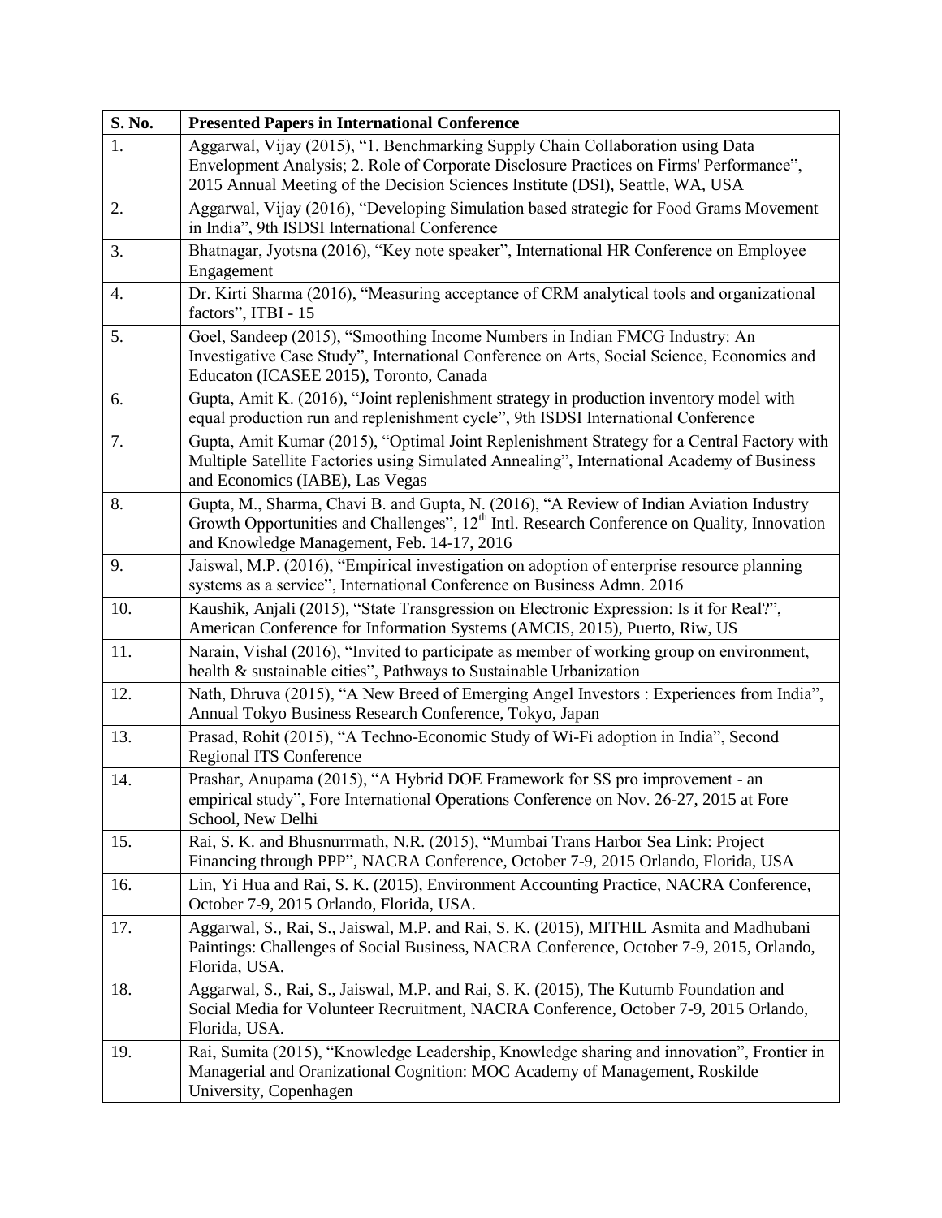| S. No. | Presented Papers in International Conference |
|---|---|
| 1. | Aggarwal, Vijay (2015), "1. Benchmarking Supply Chain Collaboration using Data Envelopment Analysis; 2. Role of Corporate Disclosure Practices on Firms' Performance", 2015 Annual Meeting of the Decision Sciences Institute (DSI), Seattle, WA, USA |
| 2. | Aggarwal, Vijay (2016), "Developing Simulation based strategic for Food Grams Movement in India", 9th ISDSI International Conference |
| 3. | Bhatnagar, Jyotsna (2016), "Key note speaker", International HR Conference on Employee Engagement |
| 4. | Dr. Kirti Sharma (2016), "Measuring acceptance of CRM analytical tools and organizational factors", ITBI - 15 |
| 5. | Goel, Sandeep (2015), "Smoothing Income Numbers in Indian FMCG Industry: An Investigative Case Study", International Conference on Arts, Social Science, Economics and Educaton (ICASEE 2015), Toronto, Canada |
| 6. | Gupta, Amit K. (2016), "Joint replenishment strategy in production inventory model with equal production run and replenishment cycle", 9th ISDSI International Conference |
| 7. | Gupta, Amit Kumar (2015), "Optimal Joint Replenishment Strategy for a Central Factory with Multiple Satellite Factories using Simulated Annealing", International Academy of Business and Economics (IABE), Las Vegas |
| 8. | Gupta, M., Sharma, Chavi B. and Gupta, N. (2016), "A Review of Indian Aviation Industry Growth Opportunities and Challenges", 12th Intl. Research Conference on Quality, Innovation and Knowledge Management, Feb. 14-17, 2016 |
| 9. | Jaiswal, M.P. (2016), "Empirical investigation on adoption of enterprise resource planning systems as a service", International Conference on Business Admn. 2016 |
| 10. | Kaushik, Anjali (2015), "State Transgression on Electronic Expression: Is it for Real?", American Conference for Information Systems (AMCIS, 2015), Puerto, Riw, US |
| 11. | Narain, Vishal (2016), "Invited to participate as member of working group on environment, health & sustainable cities", Pathways to Sustainable Urbanization |
| 12. | Nath, Dhruva (2015), "A New Breed of Emerging Angel Investors : Experiences from India", Annual Tokyo Business Research Conference, Tokyo, Japan |
| 13. | Prasad, Rohit (2015), "A Techno-Economic Study of Wi-Fi adoption in India", Second Regional ITS Conference |
| 14. | Prashar, Anupama (2015), "A Hybrid DOE Framework for SS pro improvement - an empirical study", Fore International Operations Conference on Nov. 26-27, 2015 at Fore School, New Delhi |
| 15. | Rai, S. K. and Bhusnurrmath, N.R. (2015), "Mumbai Trans Harbor Sea Link: Project Financing through PPP", NACRA Conference, October 7-9, 2015 Orlando, Florida, USA |
| 16. | Lin, Yi Hua and Rai, S. K. (2015), Environment Accounting Practice, NACRA Conference, October 7-9, 2015 Orlando, Florida, USA. |
| 17. | Aggarwal, S., Rai, S., Jaiswal, M.P. and Rai, S. K. (2015), MITHIL Asmita and Madhubani Paintings: Challenges of Social Business, NACRA Conference, October 7-9, 2015, Orlando, Florida, USA. |
| 18. | Aggarwal, S., Rai, S., Jaiswal, M.P. and Rai, S. K. (2015), The Kutumb Foundation and Social Media for Volunteer Recruitment, NACRA Conference, October 7-9, 2015 Orlando, Florida, USA. |
| 19. | Rai, Sumita (2015), "Knowledge Leadership, Knowledge sharing and innovation", Frontier in Managerial and Oranizational Cognition: MOC Academy of Management, Roskilde University, Copenhagen |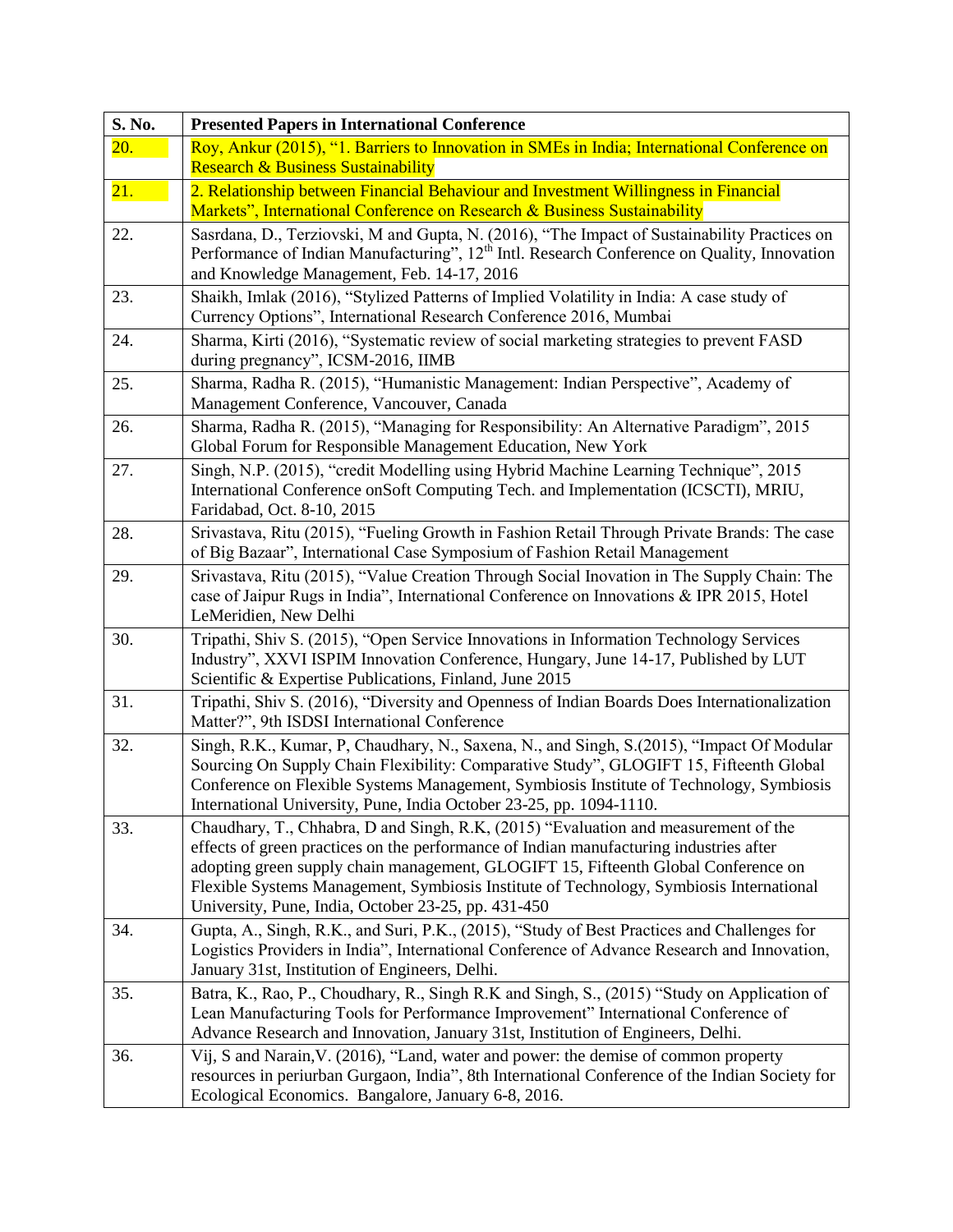| S. No. | Presented Papers in International Conference |
|---|---|
| 20. | Roy, Ankur (2015), "1. Barriers to Innovation in SMEs in India; International Conference on Research & Business Sustainability |
| 21. | 2. Relationship between Financial Behaviour and Investment Willingness in Financial Markets", International Conference on Research & Business Sustainability |
| 22. | Sasrdana, D., Terziovski, M and Gupta, N. (2016), "The Impact of Sustainability Practices on Performance of Indian Manufacturing", 12th Intl. Research Conference on Quality, Innovation and Knowledge Management, Feb. 14-17, 2016 |
| 23. | Shaikh, Imlak (2016), "Stylized Patterns of Implied Volatility in India: A case study of Currency Options", International Research Conference 2016, Mumbai |
| 24. | Sharma, Kirti (2016), "Systematic review of social marketing strategies to prevent FASD during pregnancy", ICSM-2016, IIMB |
| 25. | Sharma, Radha R. (2015), "Humanistic Management: Indian Perspective", Academy of Management Conference, Vancouver, Canada |
| 26. | Sharma, Radha R. (2015), "Managing for Responsibility: An Alternative Paradigm", 2015 Global Forum for Responsible Management Education, New York |
| 27. | Singh, N.P. (2015), "credit Modelling using Hybrid Machine Learning Technique", 2015 International Conference onSoft Computing Tech. and Implementation (ICSCTI), MRIU, Faridabad, Oct. 8-10, 2015 |
| 28. | Srivastava, Ritu (2015), "Fueling Growth in Fashion Retail Through Private Brands: The case of Big Bazaar", International Case Symposium of Fashion Retail Management |
| 29. | Srivastava, Ritu (2015), "Value Creation Through Social Inovation in The Supply Chain: The case of Jaipur Rugs in India", International Conference on Innovations & IPR 2015, Hotel LeMeridien, New Delhi |
| 30. | Tripathi, Shiv S. (2015), "Open Service Innovations in Information Technology Services Industry", XXVI ISPIM Innovation Conference, Hungary, June 14-17, Published by LUT Scientific & Expertise Publications, Finland, June 2015 |
| 31. | Tripathi, Shiv S. (2016), "Diversity and Openness of Indian Boards Does Internationalization Matter?", 9th ISDSI International Conference |
| 32. | Singh, R.K., Kumar, P, Chaudhary, N., Saxena, N., and Singh, S.(2015), "Impact Of Modular Sourcing On Supply Chain Flexibility: Comparative Study", GLOGIFT 15, Fifteenth Global Conference on Flexible Systems Management, Symbiosis Institute of Technology, Symbiosis International University, Pune, India October 23-25, pp. 1094-1110. |
| 33. | Chaudhary, T., Chhabra, D and Singh, R.K, (2015) "Evaluation and measurement of the effects of green practices on the performance of Indian manufacturing industries after adopting green supply chain management, GLOGIFT 15, Fifteenth Global Conference on Flexible Systems Management, Symbiosis Institute of Technology, Symbiosis International University, Pune, India, October 23-25, pp. 431-450 |
| 34. | Gupta, A., Singh, R.K., and Suri, P.K., (2015), "Study of Best Practices and Challenges for Logistics Providers in India", International Conference of Advance Research and Innovation, January 31st, Institution of Engineers, Delhi. |
| 35. | Batra, K., Rao, P., Choudhary, R., Singh R.K and Singh, S., (2015) "Study on Application of Lean Manufacturing Tools for Performance Improvement" International Conference of Advance Research and Innovation, January 31st, Institution of Engineers, Delhi. |
| 36. | Vij, S and Narain,V. (2016), "Land, water and power: the demise of common property resources in periurban Gurgaon, India", 8th International Conference of the Indian Society for Ecological Economics. Bangalore, January 6-8, 2016. |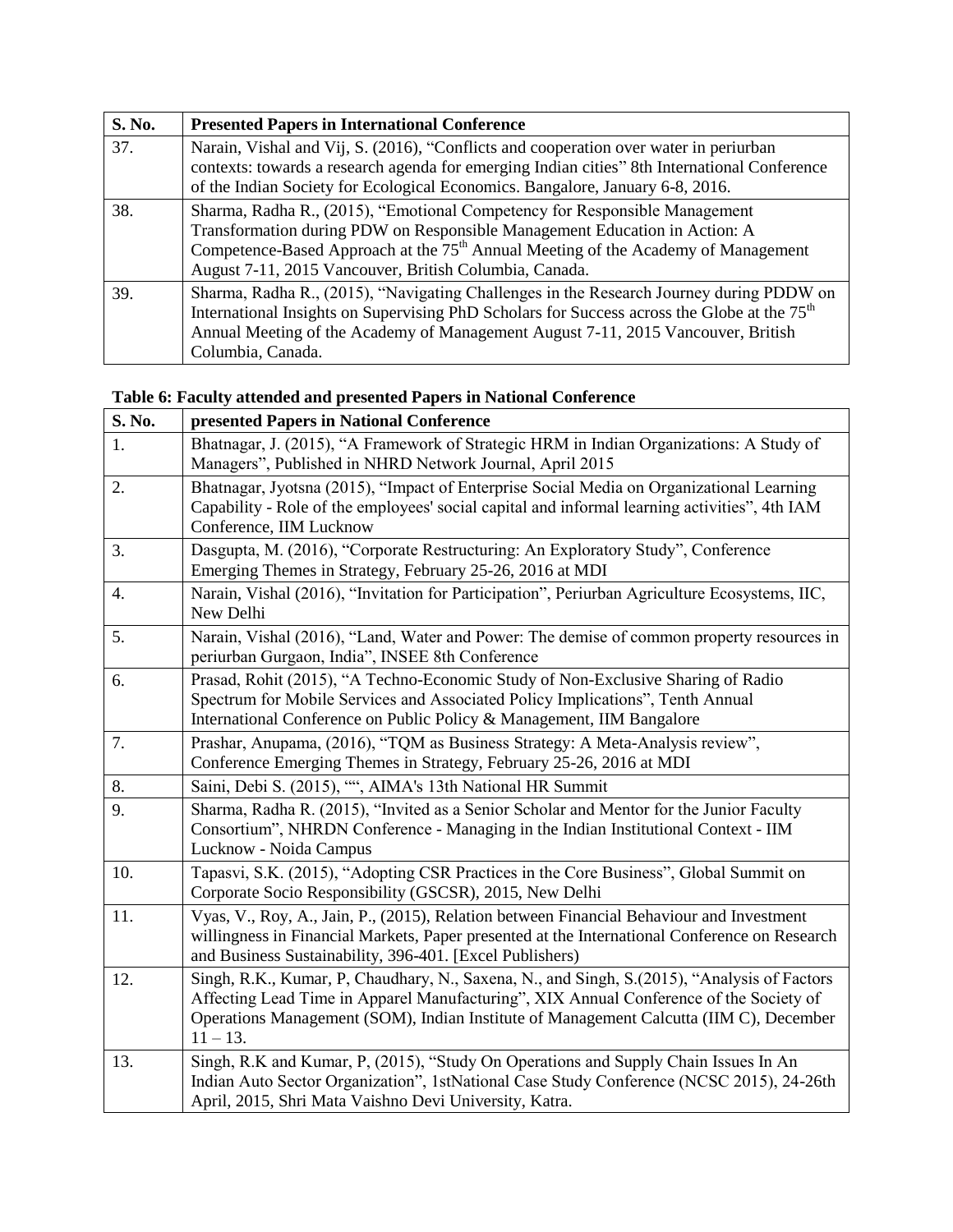| S. No. | Presented Papers in International Conference |
|---|---|
| 37. | Narain, Vishal and Vij, S. (2016), "Conflicts and cooperation over water in periurban contexts: towards a research agenda for emerging Indian cities" 8th International Conference of the Indian Society for Ecological Economics. Bangalore, January 6-8, 2016. |
| 38. | Sharma, Radha R., (2015), "Emotional Competency for Responsible Management Transformation during PDW on Responsible Management Education in Action: A Competence-Based Approach at the 75th Annual Meeting of the Academy of Management August 7-11, 2015 Vancouver, British Columbia, Canada. |
| 39. | Sharma, Radha R., (2015), "Navigating Challenges in the Research Journey during PDDW on International Insights on Supervising PhD Scholars for Success across the Globe at the 75th Annual Meeting of the Academy of Management August 7-11, 2015 Vancouver, British Columbia, Canada. |

**Table 6: Faculty attended and presented Papers in National Conference**

| S. No. | presented Papers in National Conference |
|---|---|
| 1. | Bhatnagar, J. (2015), "A Framework of Strategic HRM in Indian Organizations: A Study of Managers", Published in NHRD Network Journal, April 2015 |
| 2. | Bhatnagar, Jyotsna (2015), "Impact of Enterprise Social Media on Organizational Learning Capability - Role of the employees' social capital and informal learning activities", 4th IAM Conference, IIM Lucknow |
| 3. | Dasgupta, M. (2016), "Corporate Restructuring: An Exploratory Study", Conference Emerging Themes in Strategy, February 25-26, 2016 at MDI |
| 4. | Narain, Vishal (2016), "Invitation for Participation", Periurban Agriculture Ecosystems, IIC, New Delhi |
| 5. | Narain, Vishal (2016), "Land, Water and Power: The demise of common property resources in periurban Gurgaon, India", INSEE 8th Conference |
| 6. | Prasad, Rohit (2015), "A Techno-Economic Study of Non-Exclusive Sharing of Radio Spectrum for Mobile Services and Associated Policy Implications", Tenth Annual International Conference on Public Policy & Management, IIM Bangalore |
| 7. | Prashar, Anupama, (2016), "TQM as Business Strategy: A Meta-Analysis review", Conference Emerging Themes in Strategy, February 25-26, 2016 at MDI |
| 8. | Saini, Debi S. (2015), "", AIMA's 13th National HR Summit |
| 9. | Sharma, Radha R. (2015), "Invited as a Senior Scholar and Mentor for the Junior Faculty Consortium", NHRDN Conference - Managing in the Indian Institutional Context - IIM Lucknow - Noida Campus |
| 10. | Tapasvi, S.K. (2015), "Adopting CSR Practices in the Core Business", Global Summit on Corporate Socio Responsibility (GSCSR), 2015, New Delhi |
| 11. | Vyas, V., Roy, A., Jain, P., (2015), Relation between Financial Behaviour and Investment willingness in Financial Markets, Paper presented at the International Conference on Research and Business Sustainability, 396-401. [Excel Publishers) |
| 12. | Singh, R.K., Kumar, P, Chaudhary, N., Saxena, N., and Singh, S.(2015), "Analysis of Factors Affecting Lead Time in Apparel Manufacturing", XIX Annual Conference of the Society of Operations Management (SOM), Indian Institute of Management Calcutta (IIM C), December 11 – 13. |
| 13. | Singh, R.K and Kumar, P, (2015), "Study On Operations and Supply Chain Issues In An Indian Auto Sector Organization", 1stNational Case Study Conference (NCSC 2015), 24-26th April, 2015, Shri Mata Vaishno Devi University, Katra. |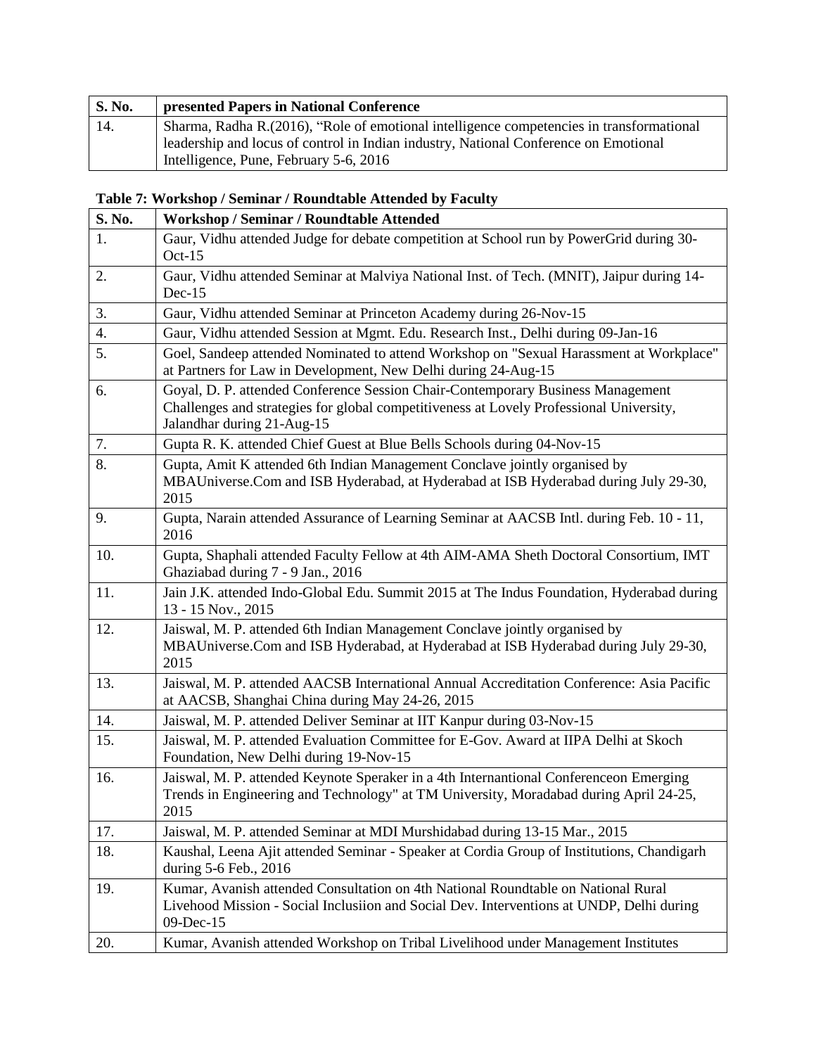| S. No. | presented Papers in National Conference |
|---|---|
| 14. | Sharma, Radha R.(2016), "Role of emotional intelligence competencies in transformational leadership and locus of control in Indian industry, National Conference on Emotional Intelligence, Pune, February 5-6, 2016 |

**Table 7: Workshop / Seminar / Roundtable Attended by Faculty**

| S. No. | Workshop / Seminar / Roundtable Attended |
|---|---|
| 1. | Gaur, Vidhu attended Judge for debate competition at School run by PowerGrid during 30-Oct-15 |
| 2. | Gaur, Vidhu attended Seminar at Malviya National Inst. of Tech. (MNIT), Jaipur during 14-Dec-15 |
| 3. | Gaur, Vidhu attended Seminar at Princeton Academy during 26-Nov-15 |
| 4. | Gaur, Vidhu attended Session at Mgmt. Edu. Research Inst., Delhi during 09-Jan-16 |
| 5. | Goel, Sandeep attended Nominated to attend Workshop on "Sexual Harassment at Workplace" at Partners for Law in Development, New Delhi during 24-Aug-15 |
| 6. | Goyal, D. P. attended Conference Session Chair-Contemporary Business Management Challenges and strategies for global competitiveness at Lovely Professional University, Jalandhar during 21-Aug-15 |
| 7. | Gupta R. K. attended Chief Guest at Blue Bells Schools during 04-Nov-15 |
| 8. | Gupta, Amit K attended 6th Indian Management Conclave jointly organised by MBAUniverse.Com and ISB Hyderabad, at Hyderabad at ISB Hyderabad during July 29-30, 2015 |
| 9. | Gupta, Narain attended Assurance of Learning Seminar at AACSB Intl. during Feb. 10 - 11, 2016 |
| 10. | Gupta, Shaphali attended Faculty Fellow at 4th AIM-AMA Sheth Doctoral Consortium, IMT Ghaziabad during 7 - 9 Jan., 2016 |
| 11. | Jain J.K. attended Indo-Global Edu. Summit 2015 at The Indus Foundation, Hyderabad during 13 - 15 Nov., 2015 |
| 12. | Jaiswal, M. P. attended 6th Indian Management Conclave jointly organised by MBAUniverse.Com and ISB Hyderabad, at Hyderabad at ISB Hyderabad during July 29-30, 2015 |
| 13. | Jaiswal, M. P. attended AACSB International Annual Accreditation Conference: Asia Pacific at AACSB, Shanghai China during May 24-26, 2015 |
| 14. | Jaiswal, M. P. attended Deliver Seminar at IIT Kanpur during 03-Nov-15 |
| 15. | Jaiswal, M. P. attended Evaluation Committee for E-Gov. Award at IIPA Delhi at Skoch Foundation, New Delhi during 19-Nov-15 |
| 16. | Jaiswal, M. P. attended Keynote Speraker in a 4th Internantional Conferenceon Emerging Trends in Engineering and Technology" at TM University, Moradabad during April 24-25, 2015 |
| 17. | Jaiswal, M. P. attended Seminar at MDI Murshidabad during 13-15 Mar., 2015 |
| 18. | Kaushal, Leena Ajit attended Seminar - Speaker at Cordia Group of Institutions, Chandigarh during 5-6 Feb., 2016 |
| 19. | Kumar, Avanish attended Consultation on 4th National Roundtable on National Rural Livehood Mission - Social Inclusiion and Social Dev. Interventions at UNDP, Delhi during 09-Dec-15 |
| 20. | Kumar, Avanish attended Workshop on Tribal Livelihood under Management Institutes |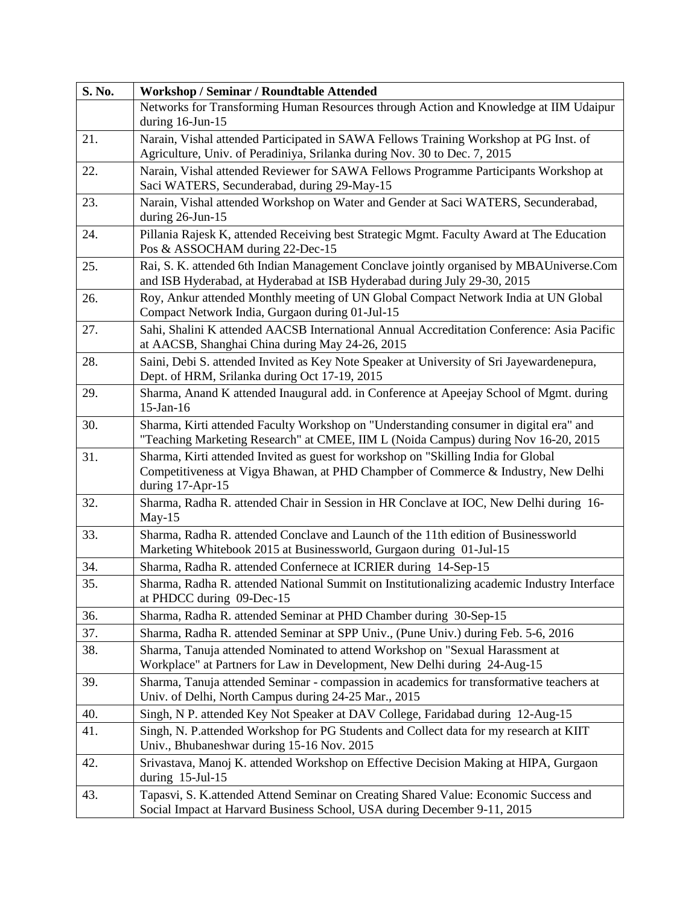| S. No. | Workshop / Seminar / Roundtable Attended |
|---|---|
| | Networks for Transforming Human Resources through Action and Knowledge at IIM Udaipur during 16-Jun-15 |
| 21. | Narain, Vishal attended Participated in SAWA Fellows Training Workshop at PG Inst. of Agriculture, Univ. of Peradiniya, Srilanka during Nov. 30 to Dec. 7, 2015 |
| 22. | Narain, Vishal attended Reviewer for SAWA Fellows Programme Participants Workshop at Saci WATERS, Secunderabad, during 29-May-15 |
| 23. | Narain, Vishal attended Workshop on Water and Gender at Saci WATERS, Secunderabad, during 26-Jun-15 |
| 24. | Pillania Rajesk K, attended Receiving best Strategic Mgmt. Faculty Award at The Education Pos & ASSOCHAM during 22-Dec-15 |
| 25. | Rai, S. K. attended 6th Indian Management Conclave jointly organised by MBAUniverse.Com and ISB Hyderabad, at Hyderabad at ISB Hyderabad during July 29-30, 2015 |
| 26. | Roy, Ankur attended Monthly meeting of UN Global Compact Network India at UN Global Compact Network India, Gurgaon during 01-Jul-15 |
| 27. | Sahi, Shalini K attended AACSB International Annual Accreditation Conference: Asia Pacific at AACSB, Shanghai China during May 24-26, 2015 |
| 28. | Saini, Debi S. attended Invited as Key Note Speaker at University of Sri Jayewardenepura, Dept. of HRM, Srilanka during Oct 17-19, 2015 |
| 29. | Sharma, Anand K attended Inaugural add. in Conference at Apeejay School of Mgmt. during 15-Jan-16 |
| 30. | Sharma, Kirti attended Faculty Workshop on "Understanding consumer in digital era" and "Teaching Marketing Research" at CMEE, IIM L (Noida Campus) during Nov 16-20, 2015 |
| 31. | Sharma, Kirti attended Invited as guest for workshop on "Skilling India for Global Competitiveness at Vigya Bhawan, at PHD Champber of Commerce & Industry, New Delhi during 17-Apr-15 |
| 32. | Sharma, Radha R. attended Chair in Session in HR Conclave at IOC, New Delhi during 16-May-15 |
| 33. | Sharma, Radha R. attended Conclave and Launch of the 11th edition of Businessworld Marketing Whitebook 2015 at Businessworld, Gurgaon during 01-Jul-15 |
| 34. | Sharma, Radha R. attended Confernece at ICRIER during 14-Sep-15 |
| 35. | Sharma, Radha R. attended National Summit on Institutionalizing academic Industry Interface at PHDCC during 09-Dec-15 |
| 36. | Sharma, Radha R. attended Seminar at PHD Chamber during 30-Sep-15 |
| 37. | Sharma, Radha R. attended Seminar at SPP Univ., (Pune Univ.) during Feb. 5-6, 2016 |
| 38. | Sharma, Tanuja attended Nominated to attend Workshop on "Sexual Harassment at Workplace" at Partners for Law in Development, New Delhi during 24-Aug-15 |
| 39. | Sharma, Tanuja attended Seminar - compassion in academics for transformative teachers at Univ. of Delhi, North Campus during 24-25 Mar., 2015 |
| 40. | Singh, N P. attended Key Not Speaker at DAV College, Faridabad during 12-Aug-15 |
| 41. | Singh, N. P.attended Workshop for PG Students and Collect data for my research at KIIT Univ., Bhubaneshwar during 15-16 Nov. 2015 |
| 42. | Srivastava, Manoj K. attended Workshop on Effective Decision Making at HIPA, Gurgaon during 15-Jul-15 |
| 43. | Tapasvi, S. K.attended Attend Seminar on Creating Shared Value: Economic Success and Social Impact at Harvard Business School, USA during December 9-11, 2015 |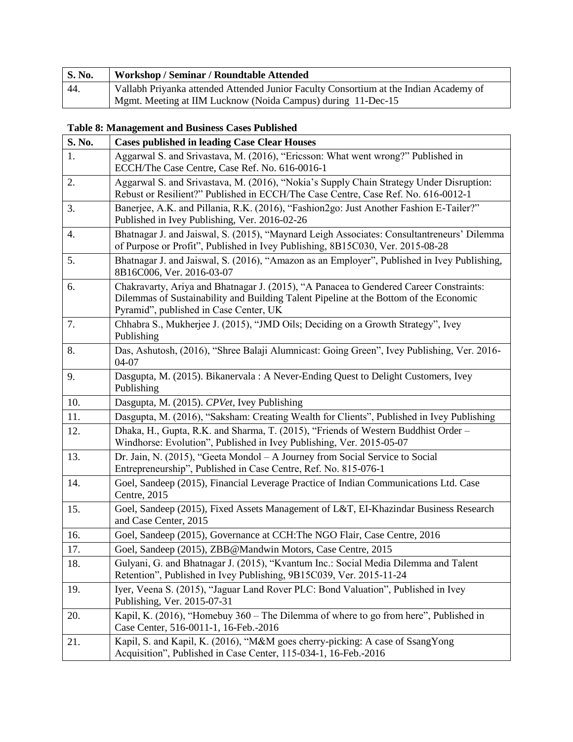| S. No. | Workshop / Seminar / Roundtable Attended |
|---|---|
| 44. | Vallabh Priyanka attended Attended Junior Faculty Consortium at the Indian Academy of Mgmt. Meeting at IIM Lucknow (Noida Campus) during 11-Dec-15 |

**Table 8: Management and Business Cases Published**

| S. No. | Cases published in leading Case Clear Houses |
|---|---|
| 1. | Aggarwal S. and Srivastava, M. (2016), "Ericsson: What went wrong?" Published in ECCH/The Case Centre, Case Ref. No. 616-0016-1 |
| 2. | Aggarwal S. and Srivastava, M. (2016), "Nokia's Supply Chain Strategy Under Disruption: Rebust or Resilient?" Published in ECCH/The Case Centre, Case Ref. No. 616-0012-1 |
| 3. | Banerjee, A.K. and Pillania, R.K. (2016), "Fashion2go: Just Another Fashion E-Tailer?" Published in Ivey Publishing, Ver. 2016-02-26 |
| 4. | Bhatnagar J. and Jaiswal, S. (2015), "Maynard Leigh Associates: Consultantreneurs' Dilemma of Purpose or Profit", Published in Ivey Publishing, 8B15C030, Ver. 2015-08-28 |
| 5. | Bhatnagar J. and Jaiswal, S. (2016), "Amazon as an Employer", Published in Ivey Publishing, 8B16C006, Ver. 2016-03-07 |
| 6. | Chakravarty, Ariya and Bhatnagar J. (2015), "A Panacea to Gendered Career Constraints: Dilemmas of Sustainability and Building Talent Pipeline at the Bottom of the Economic Pyramid", published in Case Center, UK |
| 7. | Chhabra S., Mukherjee J. (2015), "JMD Oils; Deciding on a Growth Strategy", Ivey Publishing |
| 8. | Das, Ashutosh, (2016), "Shree Balaji Alumnicast: Going Green", Ivey Publishing, Ver. 2016-04-07 |
| 9. | Dasgupta, M. (2015). Bikanervala : A Never-Ending Quest to Delight Customers, Ivey Publishing |
| 10. | Dasgupta, M. (2015). *CPVet,* Ivey Publishing |
| 11. | Dasgupta, M. (2016), "Saksham: Creating Wealth for Clients", Published in Ivey Publishing |
| 12. | Dhaka, H., Gupta, R.K. and Sharma, T. (2015), "Friends of Western Buddhist Order – Windhorse: Evolution", Published in Ivey Publishing, Ver. 2015-05-07 |
| 13. | Dr. Jain, N. (2015), "Geeta Mondol – A Journey from Social Service to Social Entrepreneurship", Published in Case Centre, Ref. No. 815-076-1 |
| 14. | Goel, Sandeep (2015), Financial Leverage Practice of Indian Communications Ltd. Case Centre, 2015 |
| 15. | Goel, Sandeep (2015), Fixed Assets Management of L&T, EI-Khazindar Business Research and Case Center, 2015 |
| 16. | Goel, Sandeep (2015), Governance at CCH:The NGO Flair, Case Centre, 2016 |
| 17. | Goel, Sandeep (2015), ZBB@Mandwin Motors, Case Centre, 2015 |
| 18. | Gulyani, G. and Bhatnagar J. (2015), "Kvantum Inc.: Social Media Dilemma and Talent Retention", Published in Ivey Publishing, 9B15C039, Ver. 2015-11-24 |
| 19. | Iyer, Veena S. (2015), "Jaguar Land Rover PLC: Bond Valuation", Published in Ivey Publishing, Ver. 2015-07-31 |
| 20. | Kapil, K. (2016), "Homebuy 360 – The Dilemma of where to go from here", Published in Case Center, 516-0011-1, 16-Feb.-2016 |
| 21. | Kapil, S. and Kapil, K. (2016), "M&M goes cherry-picking: A case of SsangYong Acquisition", Published in Case Center, 115-034-1, 16-Feb.-2016 |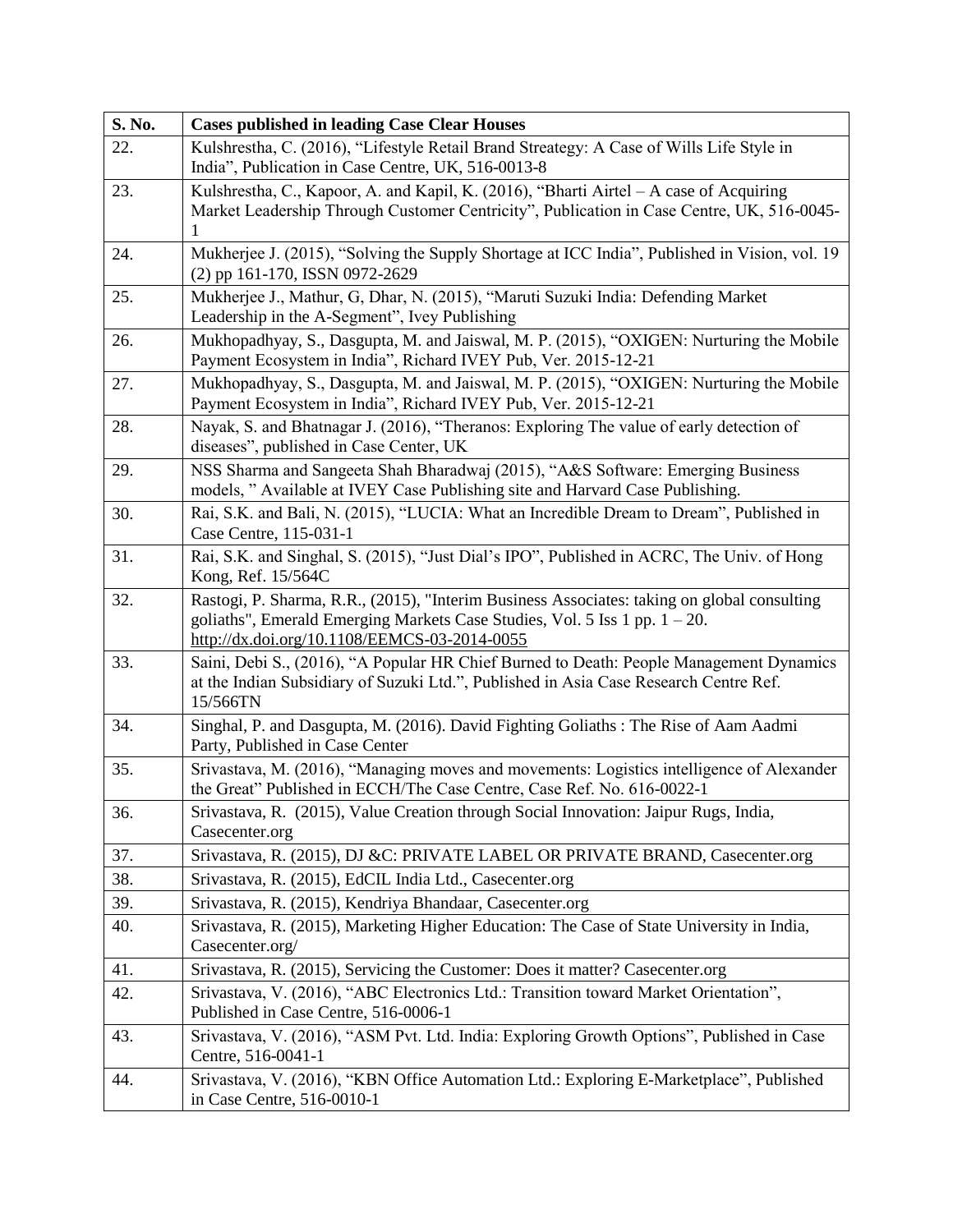| S. No. | Cases published in leading Case Clear Houses |
|---|---|
| 22. | Kulshrestha, C. (2016), "Lifestyle Retail Brand Streategy: A Case of Wills Life Style in India", Publication in Case Centre, UK, 516-0013-8 |
| 23. | Kulshrestha, C., Kapoor, A. and Kapil, K. (2016), "Bharti Airtel – A case of Acquiring Market Leadership Through Customer Centricity", Publication in Case Centre, UK, 516-0045-1 |
| 24. | Mukherjee J. (2015), "Solving the Supply Shortage at ICC India", Published in Vision, vol. 19 (2) pp 161-170, ISSN 0972-2629 |
| 25. | Mukherjee J., Mathur, G, Dhar, N. (2015), "Maruti Suzuki India: Defending Market Leadership in the A-Segment", Ivey Publishing |
| 26. | Mukhopadhyay, S., Dasgupta, M. and Jaiswal, M. P. (2015), "OXIGEN: Nurturing the Mobile Payment Ecosystem in India", Richard IVEY Pub, Ver. 2015-12-21 |
| 27. | Mukhopadhyay, S., Dasgupta, M. and Jaiswal, M. P. (2015), "OXIGEN: Nurturing the Mobile Payment Ecosystem in India", Richard IVEY Pub, Ver. 2015-12-21 |
| 28. | Nayak, S. and Bhatnagar J. (2016), "Theranos: Exploring The value of early detection of diseases", published in Case Center, UK |
| 29. | NSS Sharma and Sangeeta Shah Bharadwaj (2015), "A&S Software: Emerging Business models, " Available at IVEY Case Publishing site and Harvard Case Publishing. |
| 30. | Rai, S.K. and Bali, N. (2015), "LUCIA: What an Incredible Dream to Dream", Published in Case Centre, 115-031-1 |
| 31. | Rai, S.K. and Singhal, S. (2015), "Just Dial's IPO", Published in ACRC, The Univ. of Hong Kong, Ref. 15/564C |
| 32. | Rastogi, P. Sharma, R.R., (2015), "Interim Business Associates: taking on global consulting goliaths", Emerald Emerging Markets Case Studies, Vol. 5 Iss 1 pp. 1 – 20. http://dx.doi.org/10.1108/EEMCS-03-2014-0055 |
| 33. | Saini, Debi S., (2016), "A Popular HR Chief Burned to Death: People Management Dynamics at the Indian Subsidiary of Suzuki Ltd.", Published in Asia Case Research Centre Ref. 15/566TN |
| 34. | Singhal, P. and Dasgupta, M. (2016). David Fighting Goliaths : The Rise of Aam Aadmi Party, Published in Case Center |
| 35. | Srivastava, M. (2016), "Managing moves and movements: Logistics intelligence of Alexander the Great" Published in ECCH/The Case Centre, Case Ref. No. 616-0022-1 |
| 36. | Srivastava, R. (2015), Value Creation through Social Innovation: Jaipur Rugs, India, Casecenter.org |
| 37. | Srivastava, R. (2015), DJ &C: PRIVATE LABEL OR PRIVATE BRAND, Casecenter.org |
| 38. | Srivastava, R. (2015), EdCIL India Ltd., Casecenter.org |
| 39. | Srivastava, R. (2015), Kendriya Bhandaar, Casecenter.org |
| 40. | Srivastava, R. (2015), Marketing Higher Education: The Case of State University in India, Casecenter.org/ |
| 41. | Srivastava, R. (2015), Servicing the Customer: Does it matter? Casecenter.org |
| 42. | Srivastava, V. (2016), "ABC Electronics Ltd.: Transition toward Market Orientation", Published in Case Centre, 516-0006-1 |
| 43. | Srivastava, V. (2016), "ASM Pvt. Ltd. India: Exploring Growth Options", Published in Case Centre, 516-0041-1 |
| 44. | Srivastava, V. (2016), "KBN Office Automation Ltd.: Exploring E-Marketplace", Published in Case Centre, 516-0010-1 |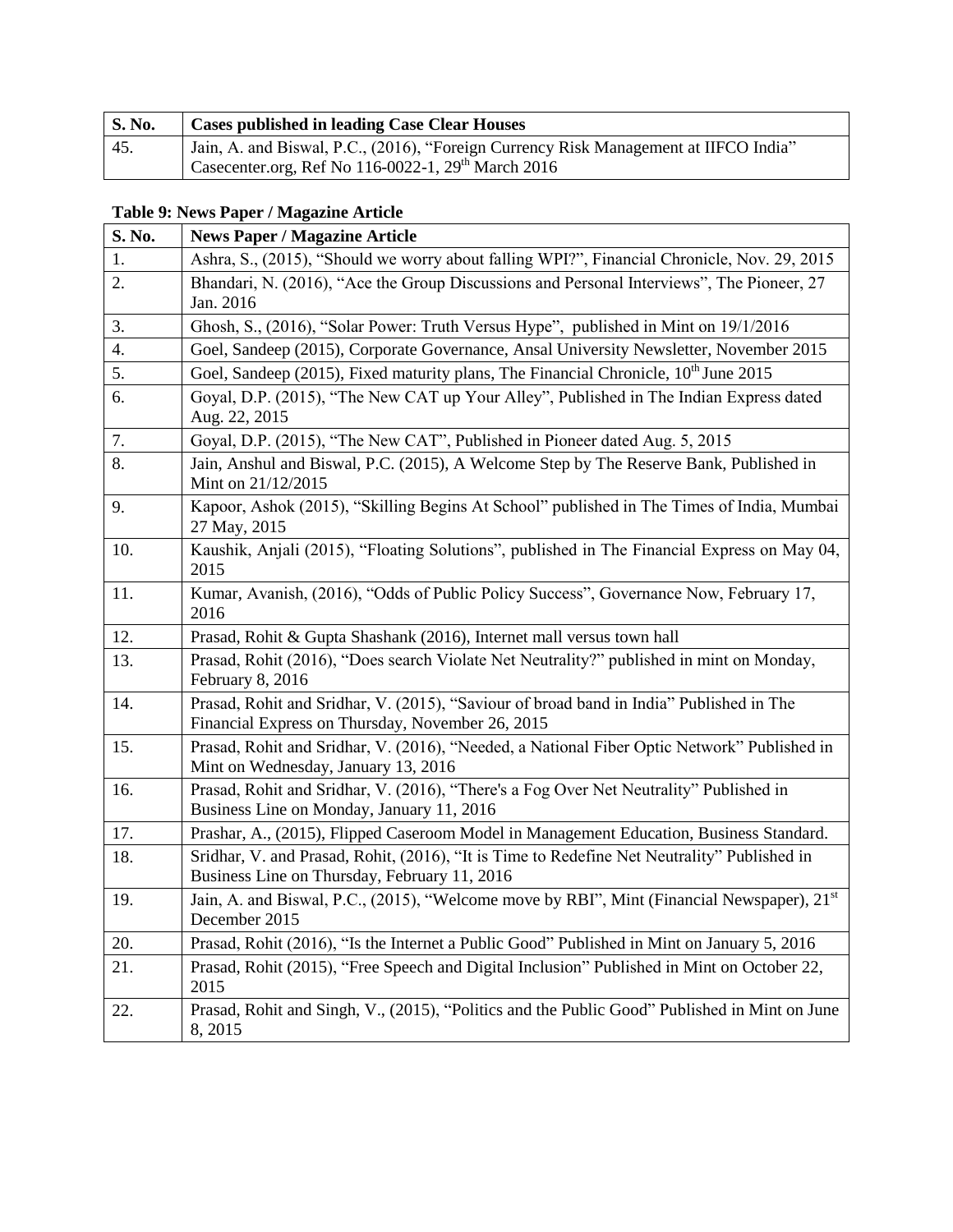| S. No. | Cases published in leading Case Clear Houses |
|---|---|
| 45. | Jain, A. and Biswal, P.C., (2016), "Foreign Currency Risk Management at IIFCO India" Casecenter.org, Ref No 116-0022-1, 29th March 2016 |

**Table 9: News Paper / Magazine Article**

| S. No. | News Paper / Magazine Article |
|---|---|
| 1. | Ashra, S., (2015), "Should we worry about falling WPI?", Financial Chronicle, Nov. 29, 2015 |
| 2. | Bhandari, N. (2016), "Ace the Group Discussions and Personal Interviews", The Pioneer, 27 Jan. 2016 |
| 3. | Ghosh, S., (2016), "Solar Power: Truth Versus Hype", published in Mint on 19/1/2016 |
| 4. | Goel, Sandeep (2015), Corporate Governance, Ansal University Newsletter, November 2015 |
| 5. | Goel, Sandeep (2015), Fixed maturity plans, The Financial Chronicle, 10th June 2015 |
| 6. | Goyal, D.P. (2015), "The New CAT up Your Alley", Published in The Indian Express dated Aug. 22, 2015 |
| 7. | Goyal, D.P. (2015), "The New CAT", Published in Pioneer dated Aug. 5, 2015 |
| 8. | Jain, Anshul and Biswal, P.C. (2015), A Welcome Step by The Reserve Bank, Published in Mint on 21/12/2015 |
| 9. | Kapoor, Ashok (2015), "Skilling Begins At School" published in The Times of India, Mumbai 27 May, 2015 |
| 10. | Kaushik, Anjali (2015), "Floating Solutions", published in The Financial Express on May 04, 2015 |
| 11. | Kumar, Avanish, (2016), "Odds of Public Policy Success", Governance Now, February 17, 2016 |
| 12. | Prasad, Rohit & Gupta Shashank (2016), Internet mall versus town hall |
| 13. | Prasad, Rohit (2016), "Does search Violate Net Neutrality?" published in mint on Monday, February 8, 2016 |
| 14. | Prasad, Rohit and Sridhar, V. (2015), "Saviour of broad band in India" Published in The Financial Express on Thursday, November 26, 2015 |
| 15. | Prasad, Rohit and Sridhar, V. (2016), "Needed, a National Fiber Optic Network" Published in Mint on Wednesday, January 13, 2016 |
| 16. | Prasad, Rohit and Sridhar, V. (2016), "There's a Fog Over Net Neutrality" Published in Business Line on Monday, January 11, 2016 |
| 17. | Prashar, A., (2015), Flipped Caseroom Model in Management Education, Business Standard. |
| 18. | Sridhar, V. and Prasad, Rohit, (2016), "It is Time to Redefine Net Neutrality" Published in Business Line on Thursday, February 11, 2016 |
| 19. | Jain, A. and Biswal, P.C., (2015), "Welcome move by RBI", Mint (Financial Newspaper), 21st December 2015 |
| 20. | Prasad, Rohit (2016), "Is the Internet a Public Good" Published in Mint on January 5, 2016 |
| 21. | Prasad, Rohit (2015), "Free Speech and Digital Inclusion" Published in Mint on October 22, 2015 |
| 22. | Prasad, Rohit and Singh, V., (2015), "Politics and the Public Good" Published in Mint on June 8, 2015 |